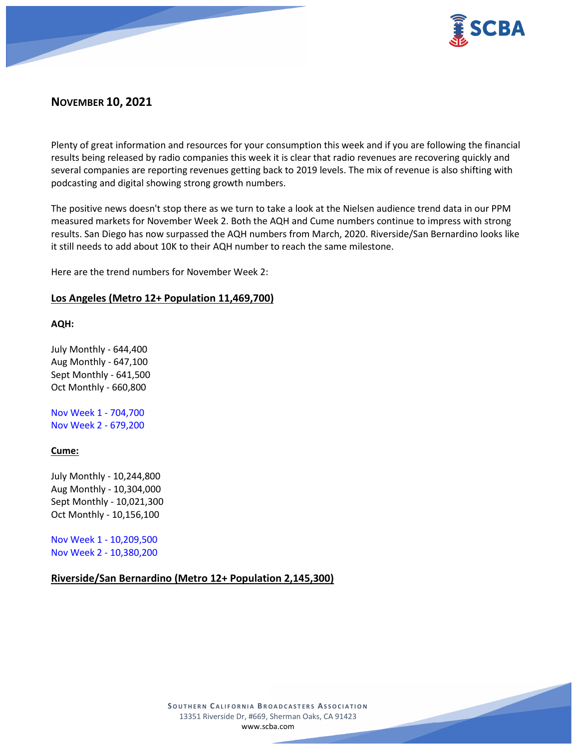## NOVEMBER 10, 2021

Plenty of great information and resources for your consumption this week and if you are following the financial results being released by radio companies this week it is clear that radio revenues are recovering quickly and several companies are reporting revenues getting back to 2019 levels. The mix of revenue is also shifting with podcasting and digital showing strong growth numbers.

The positive news doesn't stop there as we turn to take a look at the Nielsen audience trend data in our PPM measured markets for November Week 2. Both the AQH and Cume numbers continue to impress with strong results. San Diego has now surpassed the AQH numbers from March, 2020. Riverside/San Bernardino looks like it still needs to add about 10K to their AQH number to reach the same milestone.

Here are the trend numbers for November Week 2:

### Los Angeles (Metro 12+ Population 11,469,700)

**AQH:**

July Monthly - 644,400
Aug Monthly - 647,100
Sept Monthly - 641,500
Oct Monthly - 660,800

Nov Week 1 - 704,700
Nov Week 2 - 679,200

**Cume:**

July Monthly - 10,244,800
Aug Monthly - 10,304,000
Sept Monthly - 10,021,300
Oct Monthly - 10,156,100

Nov Week 1 - 10,209,500
Nov Week 2 - 10,380,200

### Riverside/San Bernardino (Metro 12+ Population 2,145,300)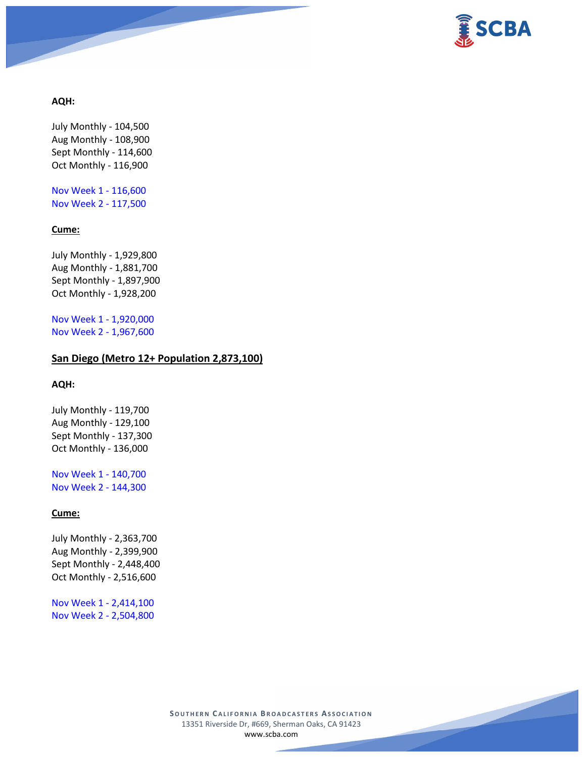**AQH:**

July Monthly - 104,500
Aug Monthly - 108,900
Sept Monthly - 114,600
Oct Monthly - 116,900

Nov Week 1 - 116,600
Nov Week 2 - 117,500

**Cume:**

July Monthly - 1,929,800
Aug Monthly - 1,881,700
Sept Monthly - 1,897,900
Oct Monthly - 1,928,200

Nov Week 1 - 1,920,000
Nov Week 2 - 1,967,600

**San Diego (Metro 12+ Population 2,873,100)**

**AQH:**

July Monthly - 119,700
Aug Monthly - 129,100
Sept Monthly - 137,300
Oct Monthly - 136,000

Nov Week 1 - 140,700
Nov Week 2 - 144,300

**Cume:**

July Monthly - 2,363,700
Aug Monthly - 2,399,900
Sept Monthly - 2,448,400
Oct Monthly - 2,516,600

Nov Week 1 - 2,414,100
Nov Week 2 - 2,504,800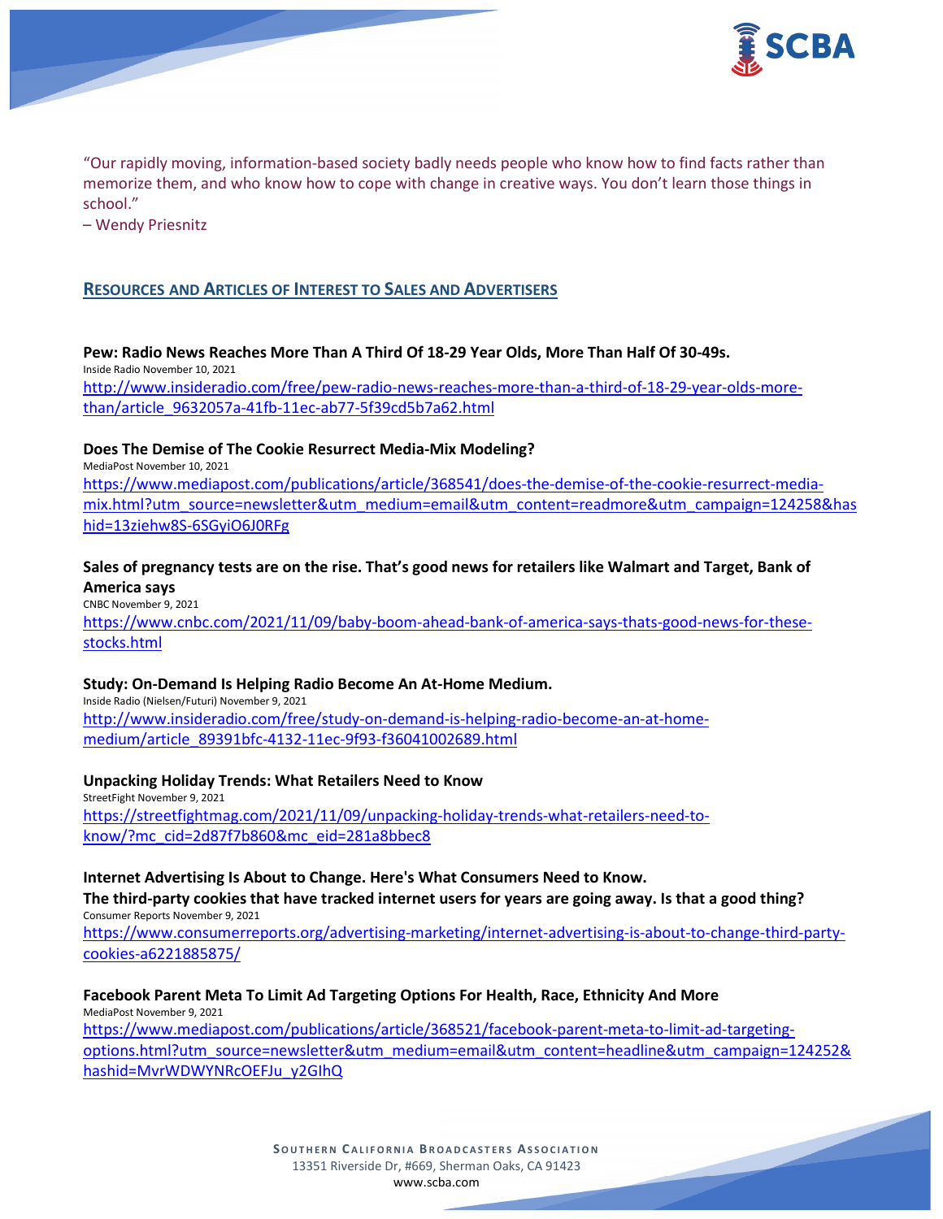"Our rapidly moving, information-based society badly needs people who know how to find facts rather than memorize them, and who know how to cope with change in creative ways. You don't learn those things in school."
– Wendy Priesnitz

## RESOURCES AND ARTICLES OF INTEREST TO SALES AND ADVERTISERS

**Pew: Radio News Reaches More Than A Third Of 18-29 Year Olds, More Than Half Of 30-49s.**
Inside Radio November 10, 2021
http://www.insideradio.com/free/pew-radio-news-reaches-more-than-a-third-of-18-29-year-olds-more-than/article_9632057a-41fb-11ec-ab77-5f39cd5b7a62.html

**Does The Demise of The Cookie Resurrect Media-Mix Modeling?**
MediaPost November 10, 2021
https://www.mediapost.com/publications/article/368541/does-the-demise-of-the-cookie-resurrect-media-mix.html?utm_source=newsletter&utm_medium=email&utm_content=readmore&utm_campaign=124258&hashid=13ziehw8S-6SGyiO6J0RFg

**Sales of pregnancy tests are on the rise. That's good news for retailers like Walmart and Target, Bank of America says**
CNBC November 9, 2021
https://www.cnbc.com/2021/11/09/baby-boom-ahead-bank-of-america-says-thats-good-news-for-these-stocks.html

**Study: On-Demand Is Helping Radio Become An At-Home Medium.**
Inside Radio (Nielsen/Futuri) November 9, 2021
http://www.insideradio.com/free/study-on-demand-is-helping-radio-become-an-at-home-medium/article_89391bfc-4132-11ec-9f93-f36041002689.html

**Unpacking Holiday Trends: What Retailers Need to Know**
StreetFight November 9, 2021
https://streetfightmag.com/2021/11/09/unpacking-holiday-trends-what-retailers-need-to-know/?mc_cid=2d87f7b860&mc_eid=281a8bbec8

**Internet Advertising Is About to Change. Here's What Consumers Need to Know.**
**The third-party cookies that have tracked internet users for years are going away. Is that a good thing?**
Consumer Reports November 9, 2021
https://www.consumerreports.org/advertising-marketing/internet-advertising-is-about-to-change-third-party-cookies-a6221885875/

**Facebook Parent Meta To Limit Ad Targeting Options For Health, Race, Ethnicity And More**
MediaPost November 9, 2021
https://www.mediapost.com/publications/article/368521/facebook-parent-meta-to-limit-ad-targeting-options.html?utm_source=newsletter&utm_medium=email&utm_content=headline&utm_campaign=124252&hashid=MvrWDWYNRcOEFJu_y2GIhQ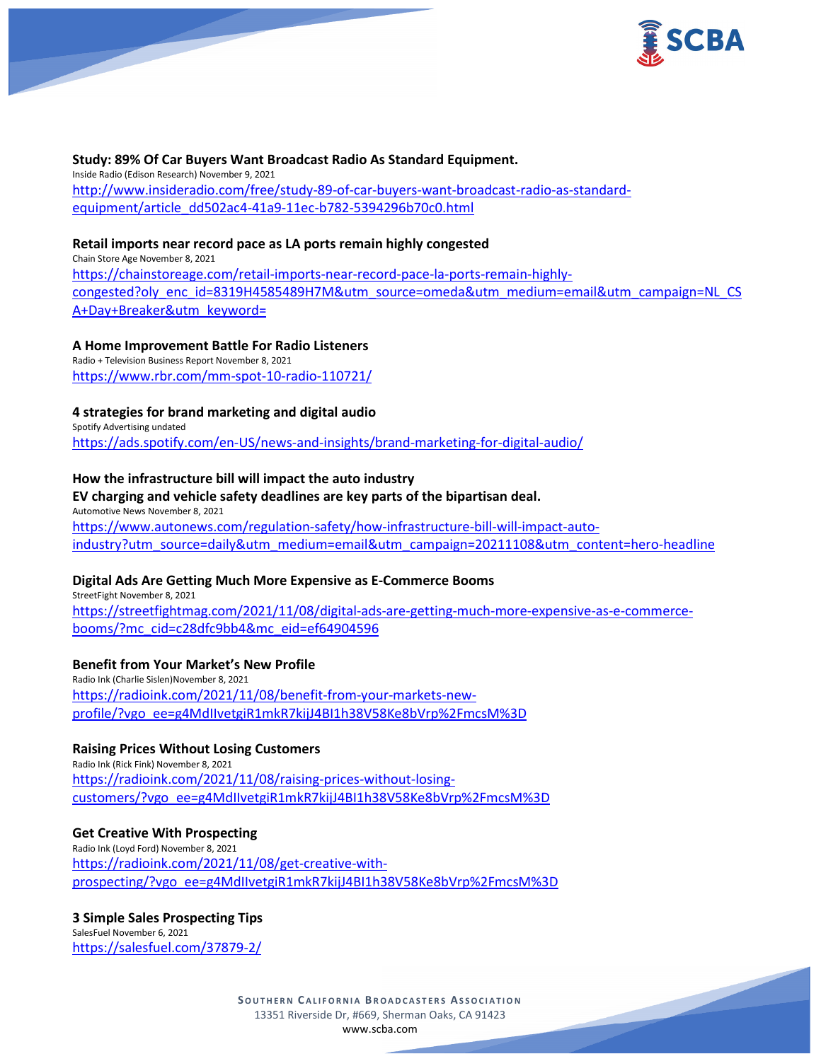**Study: 89% Of Car Buyers Want Broadcast Radio As Standard Equipment.**
Inside Radio (Edison Research) November 9, 2021
http://www.insideradio.com/free/study-89-of-car-buyers-want-broadcast-radio-as-standard-equipment/article_dd502ac4-41a9-11ec-b782-5394296b70c0.html

**Retail imports near record pace as LA ports remain highly congested**
Chain Store Age November 8, 2021
https://chainstoreage.com/retail-imports-near-record-pace-la-ports-remain-highly-congested?oly_enc_id=8319H4585489H7M&utm_source=omeda&utm_medium=email&utm_campaign=NL_CSA+Day+Breaker&utm_keyword=

**A Home Improvement Battle For Radio Listeners**
Radio + Television Business Report November 8, 2021
https://www.rbr.com/mm-spot-10-radio-110721/

**4 strategies for brand marketing and digital audio**
Spotify Advertising undated
https://ads.spotify.com/en-US/news-and-insights/brand-marketing-for-digital-audio/

**How the infrastructure bill will impact the auto industry**
**EV charging and vehicle safety deadlines are key parts of the bipartisan deal.**
Automotive News November 8, 2021
https://www.autonews.com/regulation-safety/how-infrastructure-bill-will-impact-auto-industry?utm_source=daily&utm_medium=email&utm_campaign=20211108&utm_content=hero-headline

**Digital Ads Are Getting Much More Expensive as E-Commerce Booms**
StreetFight November 8, 2021
https://streetfightmag.com/2021/11/08/digital-ads-are-getting-much-more-expensive-as-e-commerce-booms/?mc_cid=c28dfc9bb4&mc_eid=ef64904596

**Benefit from Your Market's New Profile**
Radio Ink (Charlie Sislen)November 8, 2021
https://radioink.com/2021/11/08/benefit-from-your-markets-new-profile/?vgo_ee=g4MdIIvetgiR1mkR7kijJ4BI1h38V58Ke8bVrp%2FmcsM%3D

**Raising Prices Without Losing Customers**
Radio Ink (Rick Fink) November 8, 2021
https://radioink.com/2021/11/08/raising-prices-without-losing-customers/?vgo_ee=g4MdIIvetgiR1mkR7kijJ4BI1h38V58Ke8bVrp%2FmcsM%3D

**Get Creative With Prospecting**
Radio Ink (Loyd Ford) November 8, 2021
https://radioink.com/2021/11/08/get-creative-with-prospecting/?vgo_ee=g4MdIIvetgiR1mkR7kijJ4BI1h38V58Ke8bVrp%2FmcsM%3D

**3 Simple Sales Prospecting Tips**
SalesFuel November 6, 2021
https://salesfuel.com/37879-2/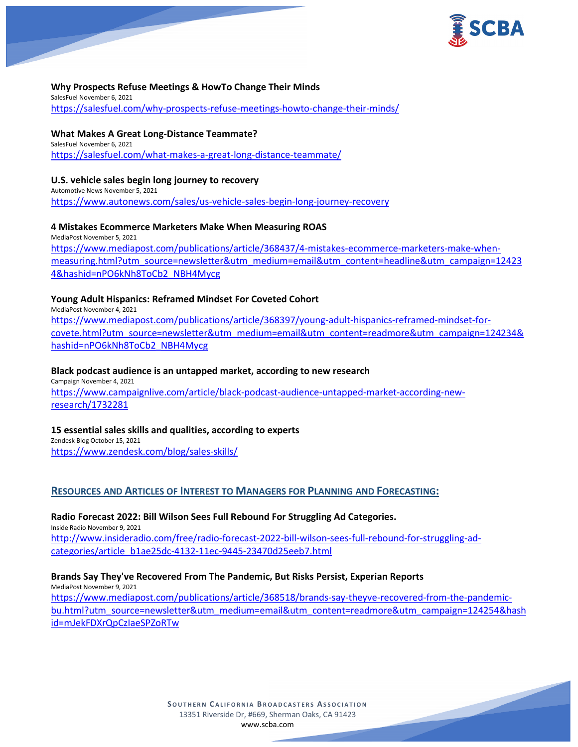**Why Prospects Refuse Meetings & HowTo Change Their Minds**
SalesFuel November 6, 2021
https://salesfuel.com/why-prospects-refuse-meetings-howto-change-their-minds/

**What Makes A Great Long-Distance Teammate?**
SalesFuel November 6, 2021
https://salesfuel.com/what-makes-a-great-long-distance-teammate/

**U.S. vehicle sales begin long journey to recovery**
Automotive News November 5, 2021
https://www.autonews.com/sales/us-vehicle-sales-begin-long-journey-recovery

**4 Mistakes Ecommerce Marketers Make When Measuring ROAS**
MediaPost November 5, 2021
https://www.mediapost.com/publications/article/368437/4-mistakes-ecommerce-marketers-make-when-measuring.html?utm_source=newsletter&utm_medium=email&utm_content=headline&utm_campaign=124234&hashid=nPO6kNh8ToCb2_NBH4Mycg

**Young Adult Hispanics: Reframed Mindset For Coveted Cohort**
MediaPost November 4, 2021
https://www.mediapost.com/publications/article/368397/young-adult-hispanics-reframed-mindset-for-covete.html?utm_source=newsletter&utm_medium=email&utm_content=readmore&utm_campaign=124234&hashid=nPO6kNh8ToCb2_NBH4Mycg

**Black podcast audience is an untapped market, according to new research**
Campaign November 4, 2021
https://www.campaignlive.com/article/black-podcast-audience-untapped-market-according-new-research/1732281

**15 essential sales skills and qualities, according to experts**
Zendesk Blog October 15, 2021
https://www.zendesk.com/blog/sales-skills/

## RESOURCES AND ARTICLES OF INTEREST TO MANAGERS FOR PLANNING AND FORECASTING:

**Radio Forecast 2022: Bill Wilson Sees Full Rebound For Struggling Ad Categories.**
Inside Radio November 9, 2021
http://www.insideradio.com/free/radio-forecast-2022-bill-wilson-sees-full-rebound-for-struggling-ad-categories/article_b1ae25dc-4132-11ec-9445-23470d25eeb7.html

**Brands Say They've Recovered From The Pandemic, But Risks Persist, Experian Reports**
MediaPost November 9, 2021
https://www.mediapost.com/publications/article/368518/brands-say-theyve-recovered-from-the-pandemic-bu.html?utm_source=newsletter&utm_medium=email&utm_content=readmore&utm_campaign=124254&hashid=mJekFDXrQpCzIaeSPZoRTw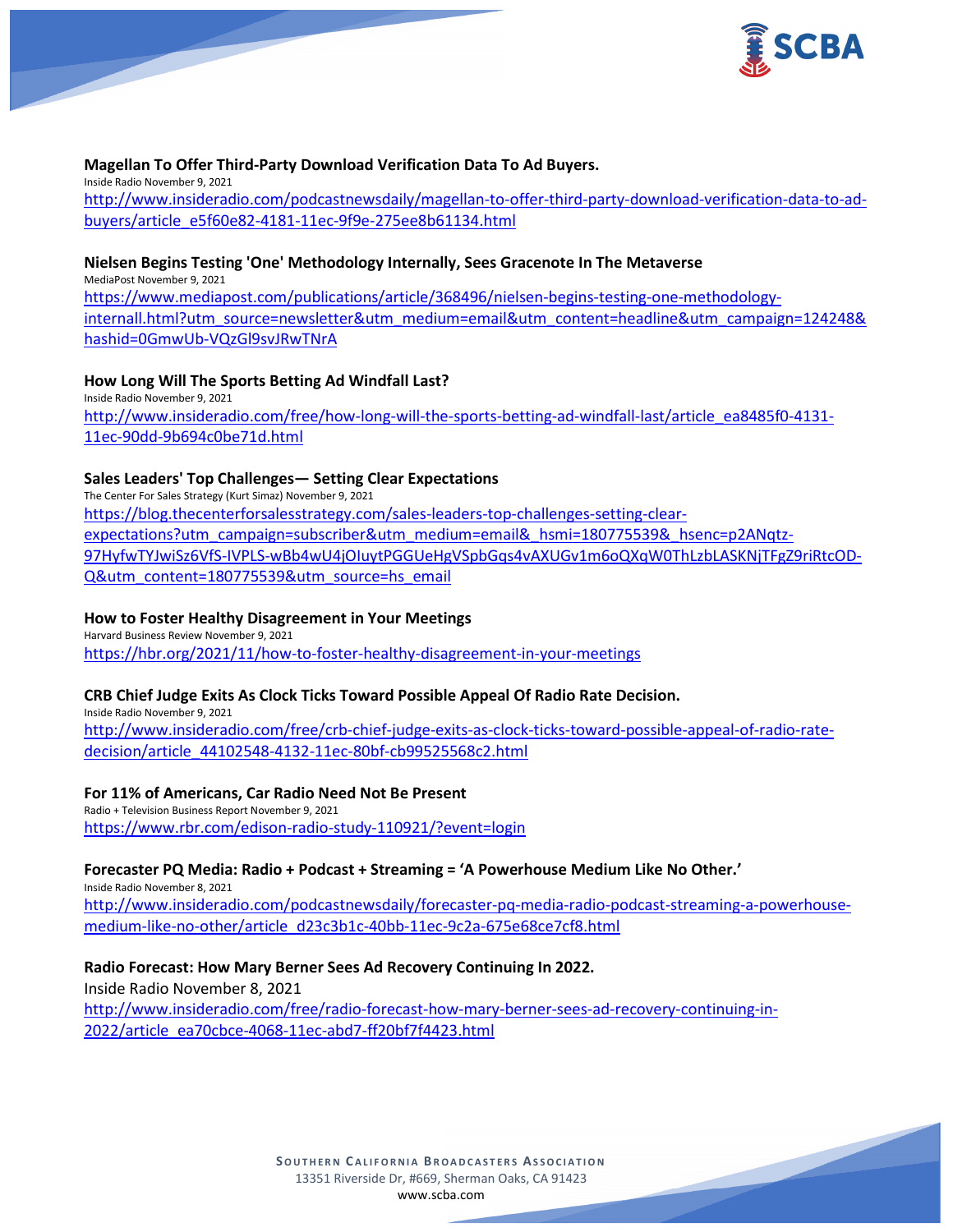**Magellan To Offer Third-Party Download Verification Data To Ad Buyers.**
Inside Radio November 9, 2021
http://www.insideradio.com/podcastnewsdaily/magellan-to-offer-third-party-download-verification-data-to-ad-buyers/article_e5f60e82-4181-11ec-9f9e-275ee8b61134.html

**Nielsen Begins Testing 'One' Methodology Internally, Sees Gracenote In The Metaverse**
MediaPost November 9, 2021
https://www.mediapost.com/publications/article/368496/nielsen-begins-testing-one-methodology-internall.html?utm_source=newsletter&utm_medium=email&utm_content=headline&utm_campaign=124248&hashid=0GmwUb-VQzGl9svJRwTNrA

**How Long Will The Sports Betting Ad Windfall Last?**
Inside Radio November 9, 2021
http://www.insideradio.com/free/how-long-will-the-sports-betting-ad-windfall-last/article_ea8485f0-4131-11ec-90dd-9b694c0be71d.html

**Sales Leaders' Top Challenges— Setting Clear Expectations**
The Center For Sales Strategy (Kurt Simaz) November 9, 2021
https://blog.thecenterforsalesstrategy.com/sales-leaders-top-challenges-setting-clear-expectations?utm_campaign=subscriber&utm_medium=email&_hsmi=180775539&_hsenc=p2ANqtz-97HyfwTYJwiSz6VfS-IVPLS-wBb4wU4jOIuytPGGUeHgVSpbGqs4vAXUGv1m6oQXqW0ThLzbLASKNjTFgZ9riRtcOD-Q&utm_content=180775539&utm_source=hs_email

**How to Foster Healthy Disagreement in Your Meetings**
Harvard Business Review November 9, 2021
https://hbr.org/2021/11/how-to-foster-healthy-disagreement-in-your-meetings

**CRB Chief Judge Exits As Clock Ticks Toward Possible Appeal Of Radio Rate Decision.**
Inside Radio November 9, 2021
http://www.insideradio.com/free/crb-chief-judge-exits-as-clock-ticks-toward-possible-appeal-of-radio-rate-decision/article_44102548-4132-11ec-80bf-cb99525568c2.html

**For 11% of Americans, Car Radio Need Not Be Present**
Radio + Television Business Report November 9, 2021
https://www.rbr.com/edison-radio-study-110921/?event=login

**Forecaster PQ Media: Radio + Podcast + Streaming = 'A Powerhouse Medium Like No Other.'**
Inside Radio November 8, 2021
http://www.insideradio.com/podcastnewsdaily/forecaster-pq-media-radio-podcast-streaming-a-powerhouse-medium-like-no-other/article_d23c3b1c-40bb-11ec-9c2a-675e68ce7cf8.html

**Radio Forecast: How Mary Berner Sees Ad Recovery Continuing In 2022.**
Inside Radio November 8, 2021
http://www.insideradio.com/free/radio-forecast-how-mary-berner-sees-ad-recovery-continuing-in-2022/article_ea70cbce-4068-11ec-abd7-ff20bf7f4423.html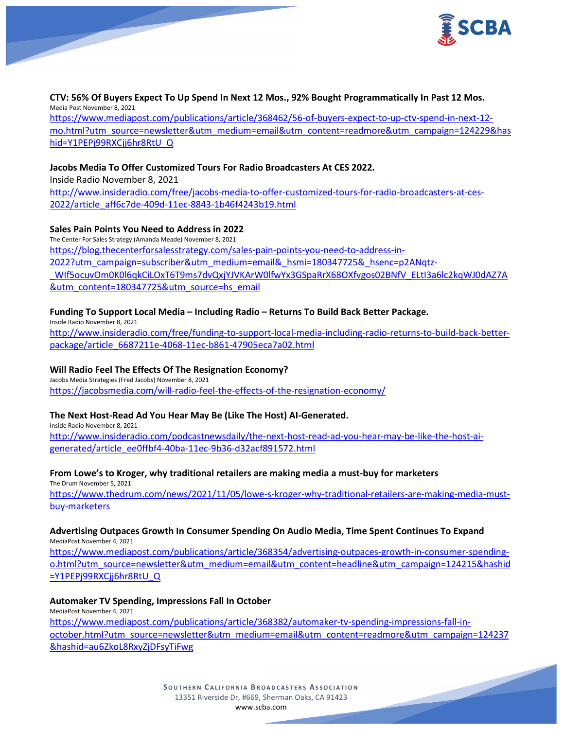**CTV: 56% Of Buyers Expect To Up Spend In Next 12 Mos., 92% Bought Programmatically In Past 12 Mos.**
Media Post November 8, 2021
https://www.mediapost.com/publications/article/368462/56-of-buyers-expect-to-up-ctv-spend-in-next-12-mo.html?utm_source=newsletter&utm_medium=email&utm_content=readmore&utm_campaign=124229&hashid=Y1PEPj99RXCjj6hr8RtU_Q

**Jacobs Media To Offer Customized Tours For Radio Broadcasters At CES 2022.**
Inside Radio November 8, 2021
http://www.insideradio.com/free/jacobs-media-to-offer-customized-tours-for-radio-broadcasters-at-ces-2022/article_aff6c7de-409d-11ec-8843-1b46f4243b19.html

**Sales Pain Points You Need to Address in 2022**
The Center For Sales Strategy (Amanda Meade) November 8, 2021
https://blog.thecenterforsalesstrategy.com/sales-pain-points-you-need-to-address-in-2022?utm_campaign=subscriber&utm_medium=email&_hsmi=180347725&_hsenc=p2ANqtz-_WIf5ocuvOm0K0l6qkCiLOxT6T9ms7dvQxjYJVKArW0lfwYx3GSpaRrX68OXfvgos02BNfV_ELtI3a6lc2kqWJ0dAZ7A&utm_content=180347725&utm_source=hs_email

**Funding To Support Local Media – Including Radio – Returns To Build Back Better Package.**
Inside Radio November 8, 2021
http://www.insideradio.com/free/funding-to-support-local-media-including-radio-returns-to-build-back-better-package/article_6687211e-4068-11ec-b861-47905eca7a02.html

**Will Radio Feel The Effects Of The Resignation Economy?**
Jacobs Media Strategies (Fred Jacobs) November 8, 2021
https://jacobsmedia.com/will-radio-feel-the-effects-of-the-resignation-economy/

**The Next Host-Read Ad You Hear May Be (Like The Host) AI-Generated.**
Inside Radio November 8, 2021
http://www.insideradio.com/podcastnewsdaily/the-next-host-read-ad-you-hear-may-be-like-the-host-ai-generated/article_ee0ffbf4-40ba-11ec-9b36-d32acf891572.html

**From Lowe's to Kroger, why traditional retailers are making media a must-buy for marketers**
The Drum November 5, 2021
https://www.thedrum.com/news/2021/11/05/lowe-s-kroger-why-traditional-retailers-are-making-media-must-buy-marketers

**Advertising Outpaces Growth In Consumer Spending On Audio Media, Time Spent Continues To Expand**
MediaPost November 4, 2021
https://www.mediapost.com/publications/article/368354/advertising-outpaces-growth-in-consumer-spending-o.html?utm_source=newsletter&utm_medium=email&utm_content=headline&utm_campaign=124215&hashid=Y1PEPj99RXCjj6hr8RtU_Q

**Automaker TV Spending, Impressions Fall In October**
MediaPost November 4, 2021
https://www.mediapost.com/publications/article/368382/automaker-tv-spending-impressions-fall-in-october.html?utm_source=newsletter&utm_medium=email&utm_content=readmore&utm_campaign=124237&hashid=au6ZkoL8RxyZjDFsyTiFwg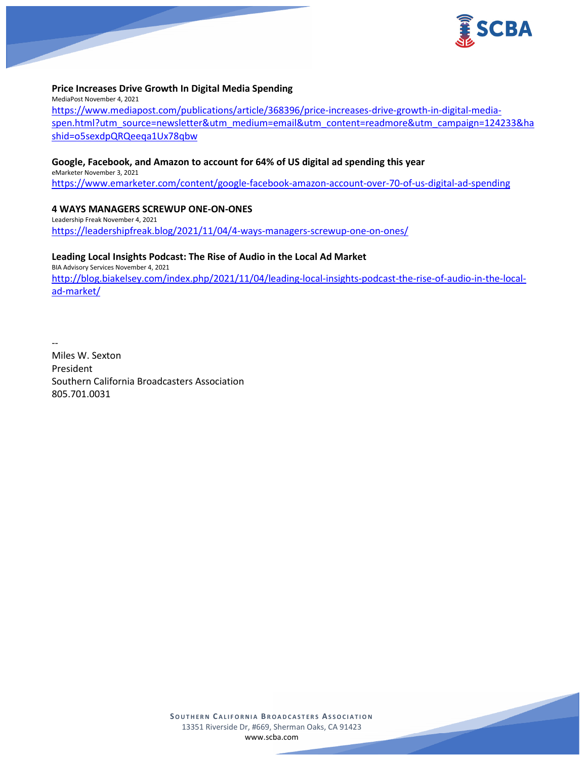**Price Increases Drive Growth In Digital Media Spending**
MediaPost November 4, 2021
https://www.mediapost.com/publications/article/368396/price-increases-drive-growth-in-digital-media-spen.html?utm_source=newsletter&utm_medium=email&utm_content=readmore&utm_campaign=124233&hashid=o5sexdpQRQeeqa1Ux78qbw

**Google, Facebook, and Amazon to account for 64% of US digital ad spending this year**
eMarketer November 3, 2021
https://www.emarketer.com/content/google-facebook-amazon-account-over-70-of-us-digital-ad-spending

**4 WAYS MANAGERS SCREWUP ONE-ON-ONES**
Leadership Freak November 4, 2021
https://leadershipfreak.blog/2021/11/04/4-ways-managers-screwup-one-on-ones/

**Leading Local Insights Podcast: The Rise of Audio in the Local Ad Market**
BIA Advisory Services November 4, 2021
http://blog.biakelsey.com/index.php/2021/11/04/leading-local-insights-podcast-the-rise-of-audio-in-the-local-ad-market/

--
Miles W. Sexton
President
Southern California Broadcasters Association
805.701.0031

SOUTHERN CALIFORNIA BROADCASTERS ASSOCIATION
13351 Riverside Dr, #669, Sherman Oaks, CA 91423
www.scba.com